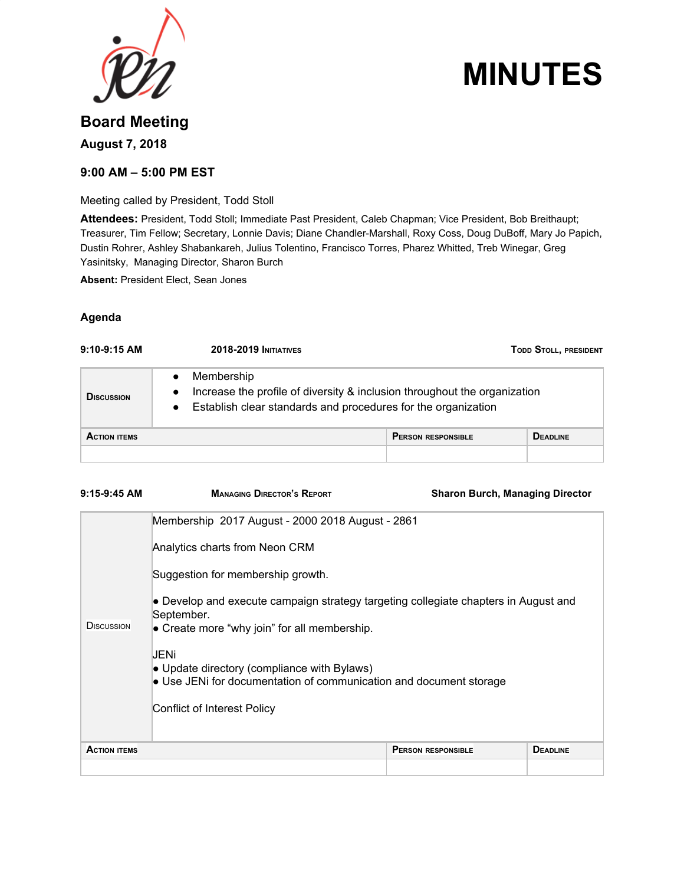# MINUTES

## Board Meeting

**August 7, 2018**

**9:00 AM – 5:00 PM EST**

Meeting called by President, Todd Stoll

**Attendees:** President, Todd Stoll; Immediate Past President, Caleb Chapman; Vice President, Bob Breithaupt; Treasurer, Tim Fellow; Secretary, Lonnie Davis; Diane Chandler-Marshall, Roxy Coss, Doug DuBoff, Mary Jo Papich, Dustin Rohrer, Ashley Shabankareh, Julius Tolentino, Francisco Torres, Pharez Whitted, Treb Winegar, Greg Yasinitsky, Managing Director, Sharon Burch

**Absent:** President Elect, Sean Jones

### Agenda

**9:10-9:15 AM** | **2018-2019 Initiatives** | **Todd Stoll, President**

| Discussion | |
|---|---|
| | • Membership<br>• Increase the profile of diversity & inclusion throughout the organization<br>• Establish clear standards and procedures for the organization |

| Action items | Person responsible | Deadline |
|---|---|---|
| | | |

**9:15-9:45 AM** | **Managing Director's Report** | **Sharon Burch, Managing Director**

| Discussion | |
|---|---|
| | Membership 2017 August - 2000 2018 August - 2861<br><br>Analytics charts from Neon CRM<br><br>Suggestion for membership growth.<br><br>• Develop and execute campaign strategy targeting collegiate chapters in August and September.<br>• Create more "why join" for all membership.<br><br>JENi<br>• Update directory (compliance with Bylaws)<br>• Use JENi for documentation of communication and document storage<br><br>Conflict of Interest Policy |

| Action items | Person responsible | Deadline |
|---|---|---|
| | | |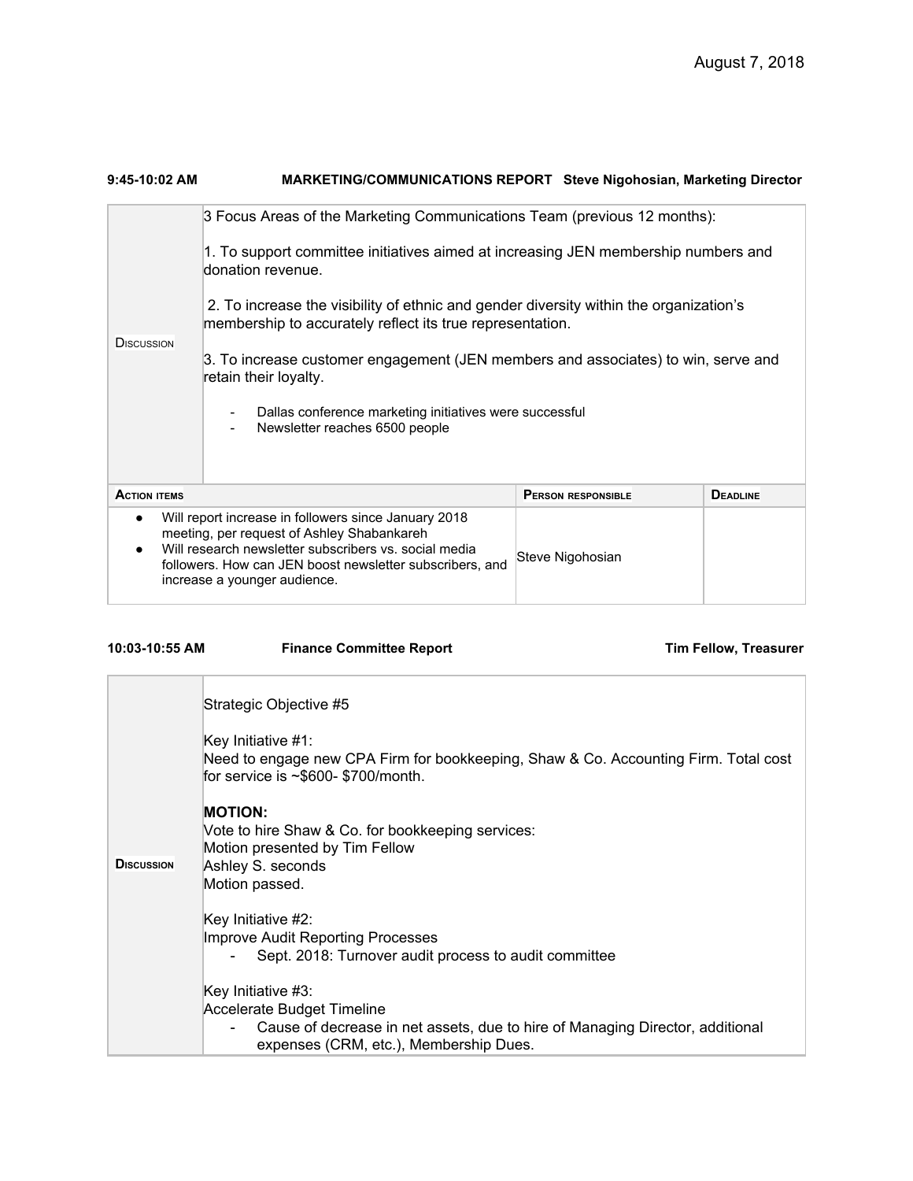August 7, 2018

**9:45-10:02 AM** **MARKETING/COMMUNICATIONS REPORT Steve Nigohosian, Marketing Director**

| | |
|---|---|
| DISCUSSION | 3 Focus Areas of the Marketing Communications Team (previous 12 months):<br><br>1. To support committee initiatives aimed at increasing JEN membership numbers and donation revenue.<br><br>2. To increase the visibility of ethnic and gender diversity within the organization's membership to accurately reflect its true representation.<br><br>3. To increase customer engagement (JEN members and associates) to win, serve and retain their loyalty.<br><br>- Dallas conference marketing initiatives were successful<br>- Newsletter reaches 6500 people |

| ACTION ITEMS | PERSON RESPONSIBLE | DEADLINE |
|---|---|---|
| • Will report increase in followers since January 2018 meeting, per request of Ashley Shabankareh<br>• Will research newsletter subscribers vs. social media followers. How can JEN boost newsletter subscribers, and increase a younger audience. | Steve Nigohosian | |

**10:03-10:55 AM** **Finance Committee Report** **Tim Fellow, Treasurer**

| | |
|---|---|
| DISCUSSION | Strategic Objective #5<br><br>Key Initiative #1:<br>Need to engage new CPA Firm for bookkeeping, Shaw & Co. Accounting Firm. Total cost for service is ~$600- $700/month.<br><br>**MOTION:**<br>Vote to hire Shaw & Co. for bookkeeping services:<br>Motion presented by Tim Fellow<br>Ashley S. seconds<br>Motion passed.<br><br>Key Initiative #2:<br>Improve Audit Reporting Processes<br>- Sept. 2018: Turnover audit process to audit committee<br><br>Key Initiative #3:<br>Accelerate Budget Timeline<br>- Cause of decrease in net assets, due to hire of Managing Director, additional expenses (CRM, etc.), Membership Dues. |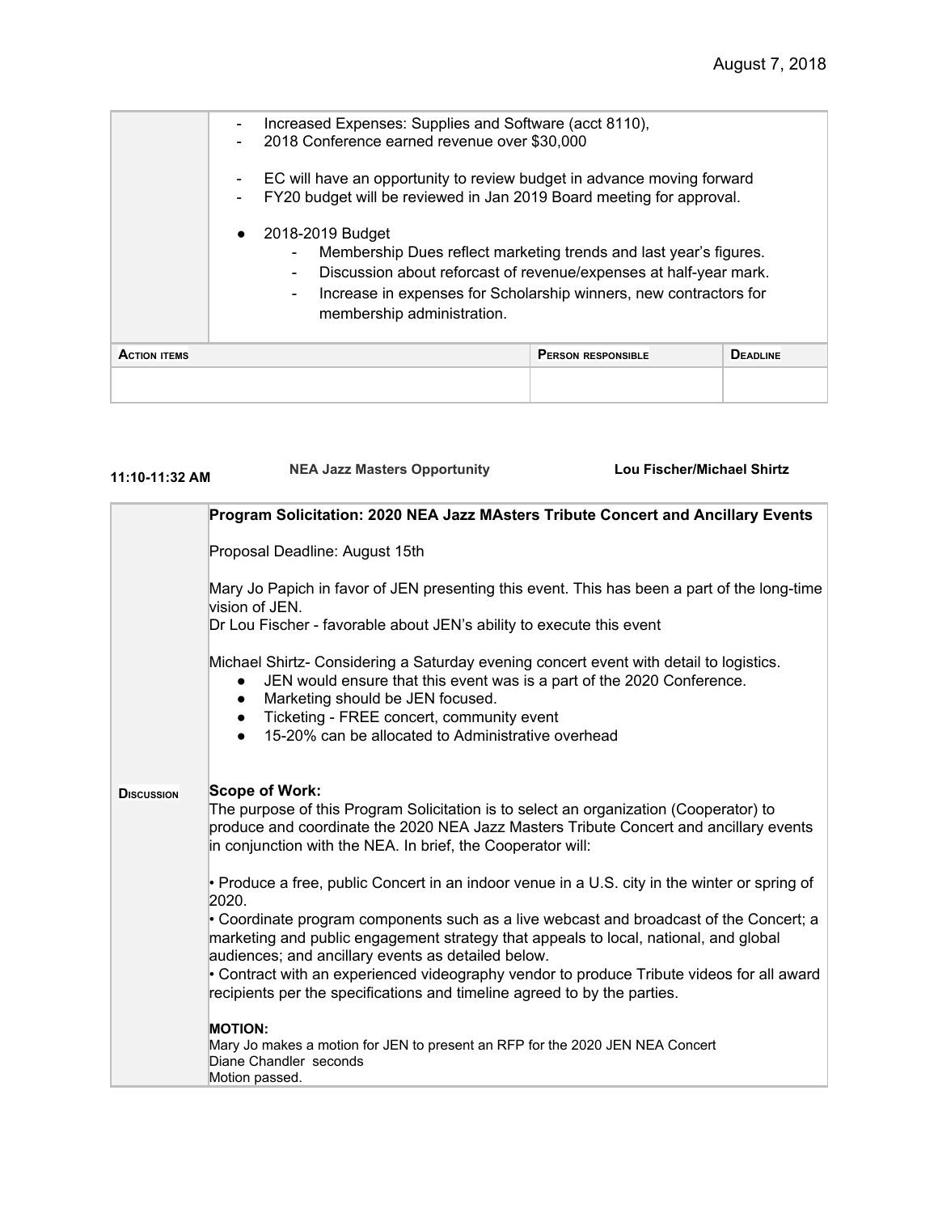|  |  |
|---|---|
|  | - Increased Expenses: Supplies and Software (acct 8110),<br>- 2018 Conference earned revenue over $30,000<br><br>- EC will have an opportunity to review budget in advance moving forward<br>- FY20 budget will be reviewed in Jan 2019 Board meeting for approval.<br><br>● 2018-2019 Budget<br>&nbsp;&nbsp;&nbsp;&nbsp;- Membership Dues reflect marketing trends and last year's figures.<br>&nbsp;&nbsp;&nbsp;&nbsp;- Discussion about reforcast of revenue/expenses at half-year mark.<br>&nbsp;&nbsp;&nbsp;&nbsp;- Increase in expenses for Scholarship winners, new contractors for membership administration. |

| ACTION ITEMS | PERSON RESPONSIBLE | DEADLINE |
|---|---|---|
|  |  |  |

**11:10-11:32 AM** **NEA Jazz Masters Opportunity** **Lou Fischer/Michael Shirtz**

|  |  |
|---|---|
| DISCUSSION | **Program Solicitation: 2020 NEA Jazz MAsters Tribute Concert and Ancillary Events**<br><br>Proposal Deadline: August 15th<br><br>Mary Jo Papich in favor of JEN presenting this event. This has been a part of the long-time vision of JEN.<br>Dr Lou Fischer - favorable about JEN's ability to execute this event<br><br>Michael Shirtz- Considering a Saturday evening concert event with detail to logistics.<br>● JEN would ensure that this event was is a part of the 2020 Conference.<br>● Marketing should be JEN focused.<br>● Ticketing - FREE concert, community event<br>● 15-20% can be allocated to Administrative overhead<br><br>**Scope of Work:**<br>The purpose of this Program Solicitation is to select an organization (Cooperator) to produce and coordinate the 2020 NEA Jazz Masters Tribute Concert and ancillary events in conjunction with the NEA. In brief, the Cooperator will:<br><br>• Produce a free, public Concert in an indoor venue in a U.S. city in the winter or spring of 2020.<br>• Coordinate program components such as a live webcast and broadcast of the Concert; a marketing and public engagement strategy that appeals to local, national, and global audiences; and ancillary events as detailed below.<br>• Contract with an experienced videography vendor to produce Tribute videos for all award recipients per the specifications and timeline agreed to by the parties.<br><br>**MOTION:**<br>Mary Jo makes a motion for JEN to present an RFP for the 2020 JEN NEA Concert<br>Diane Chandler seconds<br>Motion passed. |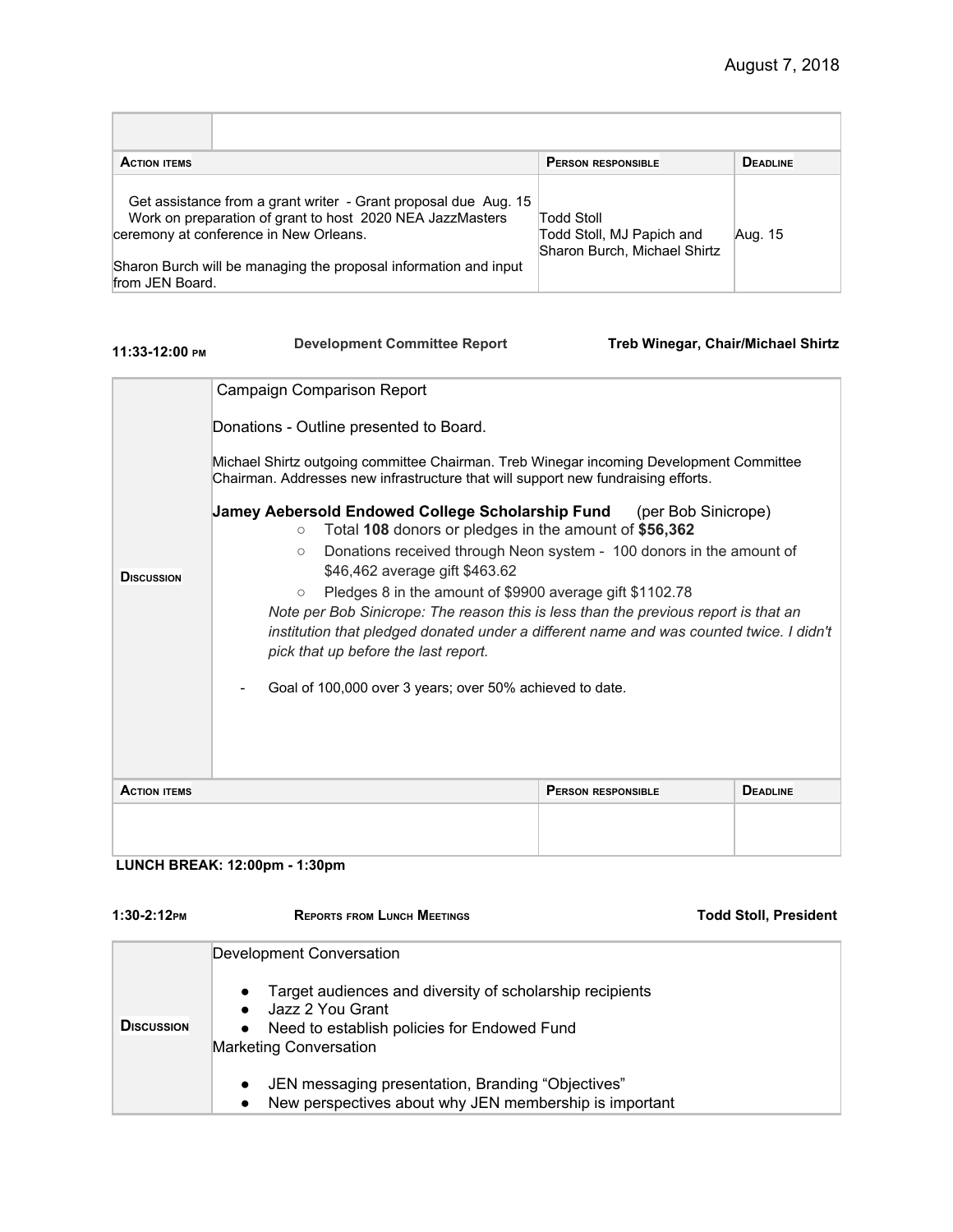| | |
|---|---|
| | |

| Action items | Person responsible | Deadline |
|---|---|---|
| Get assistance from a grant writer - Grant proposal due Aug. 15<br>Work on preparation of grant to host 2020 NEA JazzMasters ceremony at conference in New Orleans.<br><br>Sharon Burch will be managing the proposal information and input from JEN Board. | Todd Stoll<br>Todd Stoll, MJ Papich and Sharon Burch, Michael Shirtz | Aug. 15 |

**11:33-12:00 PM** **Development Committee Report** **Treb Winegar, Chair/Michael Shirtz**

| | |
|---|---|
| **Discussion** | Campaign Comparison Report<br><br>Donations - Outline presented to Board.<br><br>Michael Shirtz outgoing committee Chairman. Treb Winegar incoming Development Committee Chairman. Addresses new infrastructure that will support new fundraising efforts.<br><br>**Jamey Aebersold Endowed College Scholarship Fund** (per Bob Sinicrope)<br>○ Total **108** donors or pledges in the amount of **$56,362**<br>○ Donations received through Neon system - 100 donors in the amount of $46,462 average gift $463.62<br>○ Pledges 8 in the amount of $9900 average gift $1102.78<br>*Note per Bob Sinicrope: The reason this is less than the previous report is that an institution that pledged donated under a different name and was counted twice. I didn't pick that up before the last report.*<br><br>- Goal of 100,000 over 3 years; over 50% achieved to date. |

| Action items | Person responsible | Deadline |
|---|---|---|
| | | |

**LUNCH BREAK: 12:00pm - 1:30pm**

**1:30-2:12PM** **Reports from Lunch Meetings** **Todd Stoll, President**

| | |
|---|---|
| **Discussion** | Development Conversation<br><br>● Target audiences and diversity of scholarship recipients<br>● Jazz 2 You Grant<br>● Need to establish policies for Endowed Fund<br><br>Marketing Conversation<br><br>● JEN messaging presentation, Branding "Objectives"<br>● New perspectives about why JEN membership is important |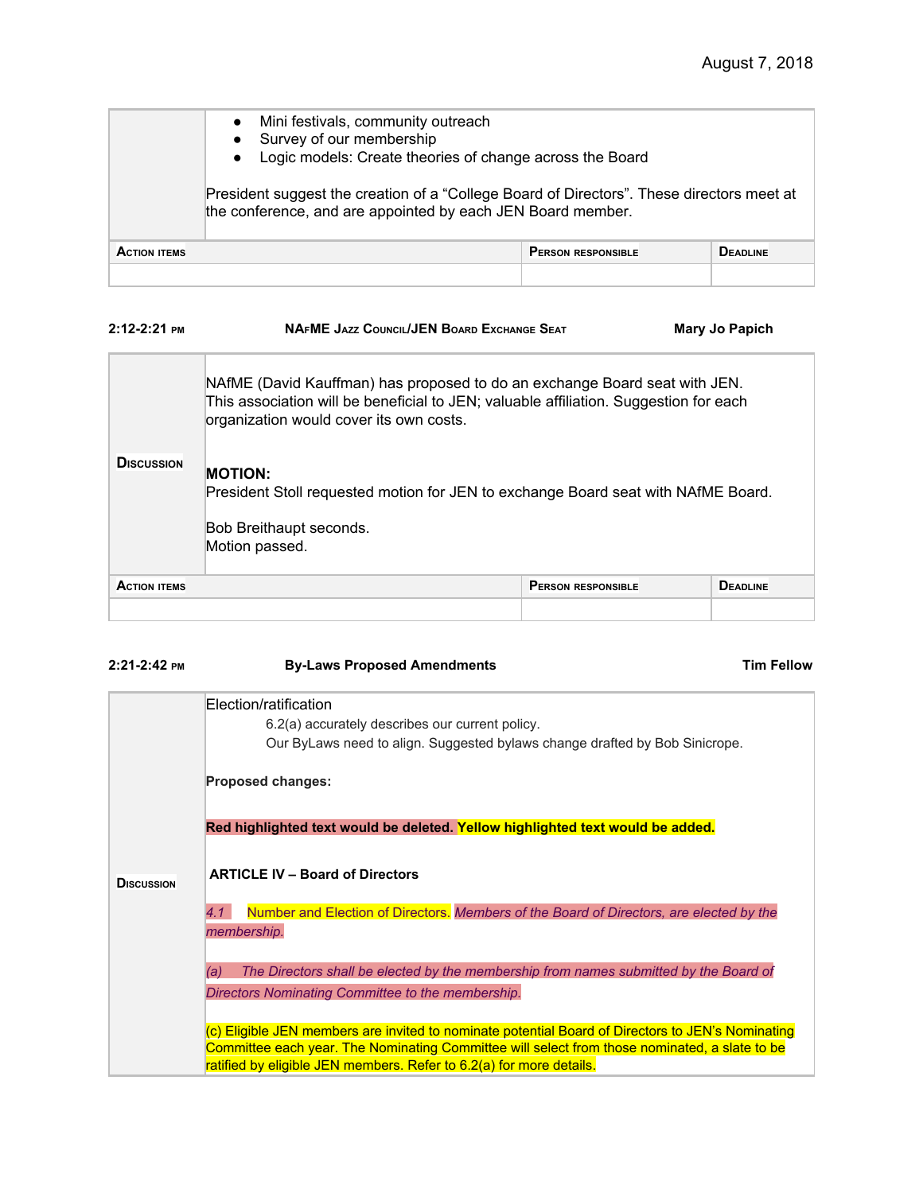August 7, 2018

| | |
|---|---|
| | • Mini festivals, community outreach<br>• Survey of our membership<br>• Logic models: Create theories of change across the Board<br><br>President suggest the creation of a "College Board of Directors". These directors meet at the conference, and are appointed by each JEN Board member. |

| Action items | Person responsible | Deadline |
|---|---|---|
| | | |

**2:12-2:21 pm** **NAfME Jazz Council/JEN Board Exchange Seat** **Mary Jo Papich**

| | |
|---|---|
| Discussion | NAfME (David Kauffman) has proposed to do an exchange Board seat with JEN. This association will be beneficial to JEN; valuable affiliation. Suggestion for each organization would cover its own costs.<br><br>**MOTION:**<br>President Stoll requested motion for JEN to exchange Board seat with NAfME Board.<br><br>Bob Breithaupt seconds.<br>Motion passed. |

| Action items | Person responsible | Deadline |
|---|---|---|
| | | |

**2:21-2:42 pm** **By-Laws Proposed Amendments** **Tim Fellow**

| | |
|---|---|
| Discussion | Election/ratification<br>6.2(a) accurately describes our current policy.<br>Our ByLaws need to align. Suggested bylaws change drafted by Bob Sinicrope.<br><br>**Proposed changes:**<br><br>**Red highlighted text would be deleted. Yellow highlighted text would be added.**<br><br>**ARTICLE IV – Board of Directors**<br><br>*4.1* Number and Election of Directors. *Members of the Board of Directors, are elected by the membership.*<br><br>*(a) The Directors shall be elected by the membership from names submitted by the Board of Directors Nominating Committee to the membership.*<br><br>(c) Eligible JEN members are invited to nominate potential Board of Directors to JEN's Nominating Committee each year. The Nominating Committee will select from those nominated, a slate to be ratified by eligible JEN members. Refer to 6.2(a) for more details. |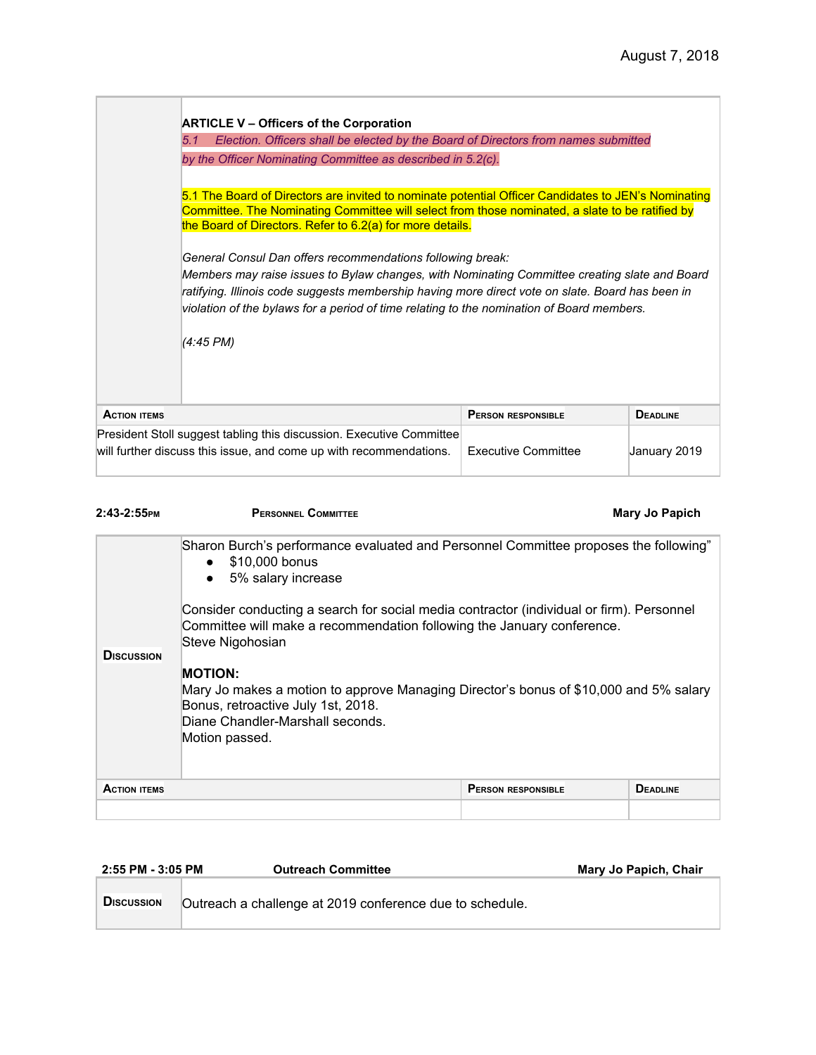August 7, 2018

| | |
|---|---|
| | **ARTICLE V – Officers of the Corporation**<br>*5.1 Election. Officers shall be elected by the Board of Directors from names submitted by the Officer Nominating Committee as described in 5.2(c).*<br><br>5.1 The Board of Directors are invited to nominate potential Officer Candidates to JEN's Nominating Committee. The Nominating Committee will select from those nominated, a slate to be ratified by the Board of Directors. Refer to 6.2(a) for more details.<br><br>*General Consul Dan offers recommendations following break:*<br>*Members may raise issues to Bylaw changes, with Nominating Committee creating slate and Board ratifying. Illinois code suggests membership having more direct vote on slate. Board has been in violation of the bylaws for a period of time relating to the nomination of Board members.*<br><br>*(4:45 PM)* |

| Action items | Person responsible | Deadline |
|---|---|---|
| President Stoll suggest tabling this discussion. Executive Committee will further discuss this issue, and come up with recommendations. | Executive Committee | January 2019 |

**2:43-2:55PM** **Personnel Committee** **Mary Jo Papich**

| | |
|---|---|
| **Discussion** | Sharon Burch's performance evaluated and Personnel Committee proposes the following"<br>• $10,000 bonus<br>• 5% salary increase<br><br>Consider conducting a search for social media contractor (individual or firm). Personnel Committee will make a recommendation following the January conference.<br>Steve Nigohosian<br><br>**MOTION:**<br>Mary Jo makes a motion to approve Managing Director's bonus of $10,000 and 5% salary Bonus, retroactive July 1st, 2018.<br>Diane Chandler-Marshall seconds.<br>Motion passed. |

| Action items | Person responsible | Deadline |
|---|---|---|
| | | |

**2:55 PM - 3:05 PM** **Outreach Committee** **Mary Jo Papich, Chair**

| | |
|---|---|
| **Discussion** | Outreach a challenge at 2019 conference due to schedule. |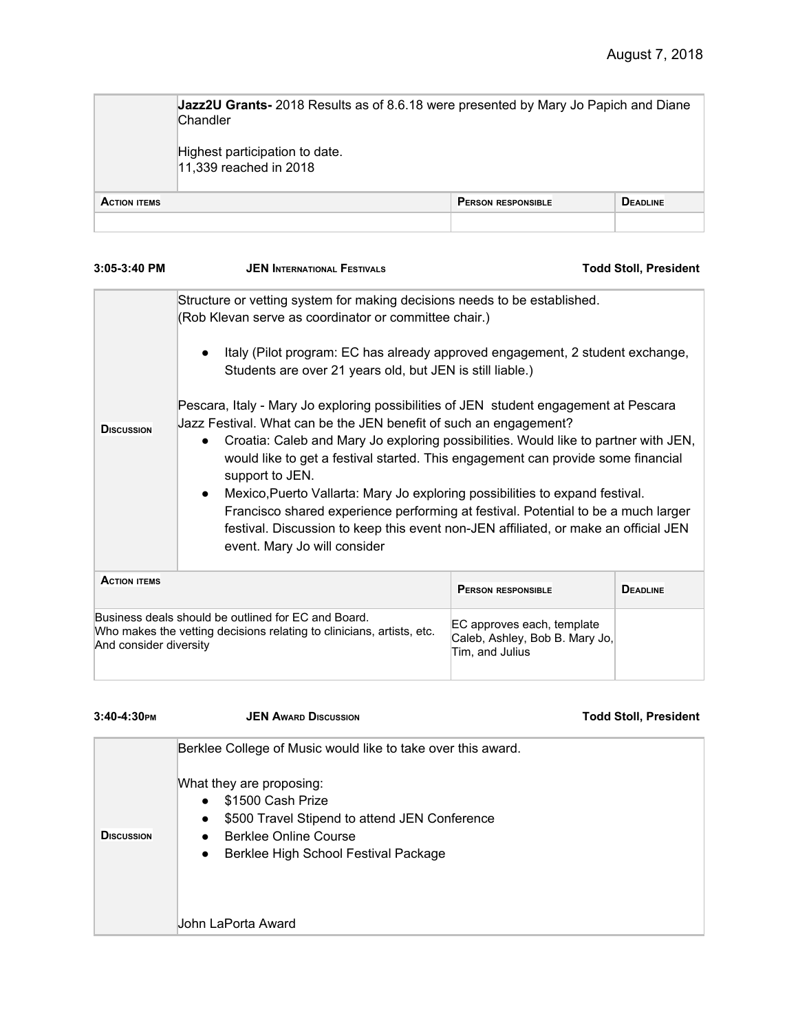August 7, 2018

| | |
|---|---|
| | **Jazz2U Grants-** 2018 Results as of 8.6.18 were presented by Mary Jo Papich and Diane Chandler<br><br>Highest participation to date.<br>11,339 reached in 2018 |

| Action items | Person responsible | Deadline |
|---|---|---|
| | | |

**3:05-3:40 PM** **JEN International Festivals** **Todd Stoll, President**

| | |
|---|---|
| **Discussion** | Structure or vetting system for making decisions needs to be established.<br>(Rob Klevan serve as coordinator or committee chair.)<br><br>• Italy (Pilot program: EC has already approved engagement, 2 student exchange, Students are over 21 years old, but JEN is still liable.)<br><br>Pescara, Italy - Mary Jo exploring possibilities of JEN student engagement at Pescara Jazz Festival. What can be the JEN benefit of such an engagement?<br>• Croatia: Caleb and Mary Jo exploring possibilities. Would like to partner with JEN, would like to get a festival started. This engagement can provide some financial support to JEN.<br>• Mexico,Puerto Vallarta: Mary Jo exploring possibilities to expand festival. Francisco shared experience performing at festival. Potential to be a much larger festival. Discussion to keep this event non-JEN affiliated, or make an official JEN event. Mary Jo will consider |

| Action items | Person responsible | Deadline |
|---|---|---|
| Business deals should be outlined for EC and Board.<br>Who makes the vetting decisions relating to clinicians, artists, etc.<br>And consider diversity | EC approves each, template<br>Caleb, Ashley, Bob B. Mary Jo, Tim, and Julius | |

**3:40-4:30PM** **JEN Award Discussion** **Todd Stoll, President**

| | |
|---|---|
| **Discussion** | Berklee College of Music would like to take over this award.<br><br>What they are proposing:<br>• $1500 Cash Prize<br>• $500 Travel Stipend to attend JEN Conference<br>• Berklee Online Course<br>• Berklee High School Festival Package<br><br>John LaPorta Award |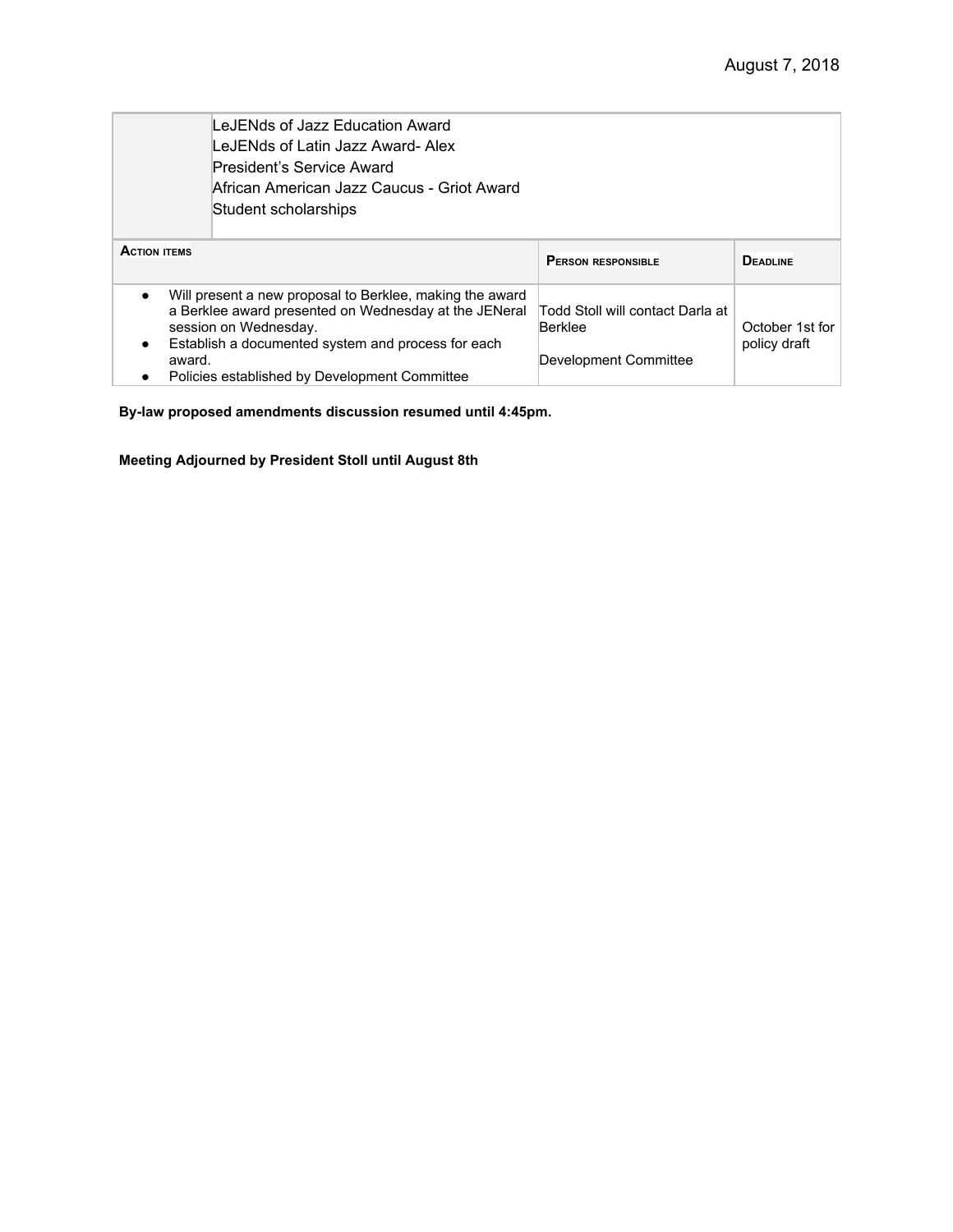| | |
|---|---|
| | LeJENds of Jazz Education Award<br>LeJENds of Latin Jazz Award- Alex<br>President's Service Award<br>African American Jazz Caucus - Griot Award<br>Student scholarships |

| **Action items** | **Person responsible** | **Deadline** |
|---|---|---|
| • Will present a new proposal to Berklee, making the award a Berklee award presented on Wednesday at the JENeral session on Wednesday.<br>• Establish a documented system and process for each award.<br>• Policies established by Development Committee | Todd Stoll will contact Darla at Berklee<br><br>Development Committee | October 1st for policy draft |

**By-law proposed amendments discussion resumed until 4:45pm.**

**Meeting Adjourned by President Stoll until August 8th**